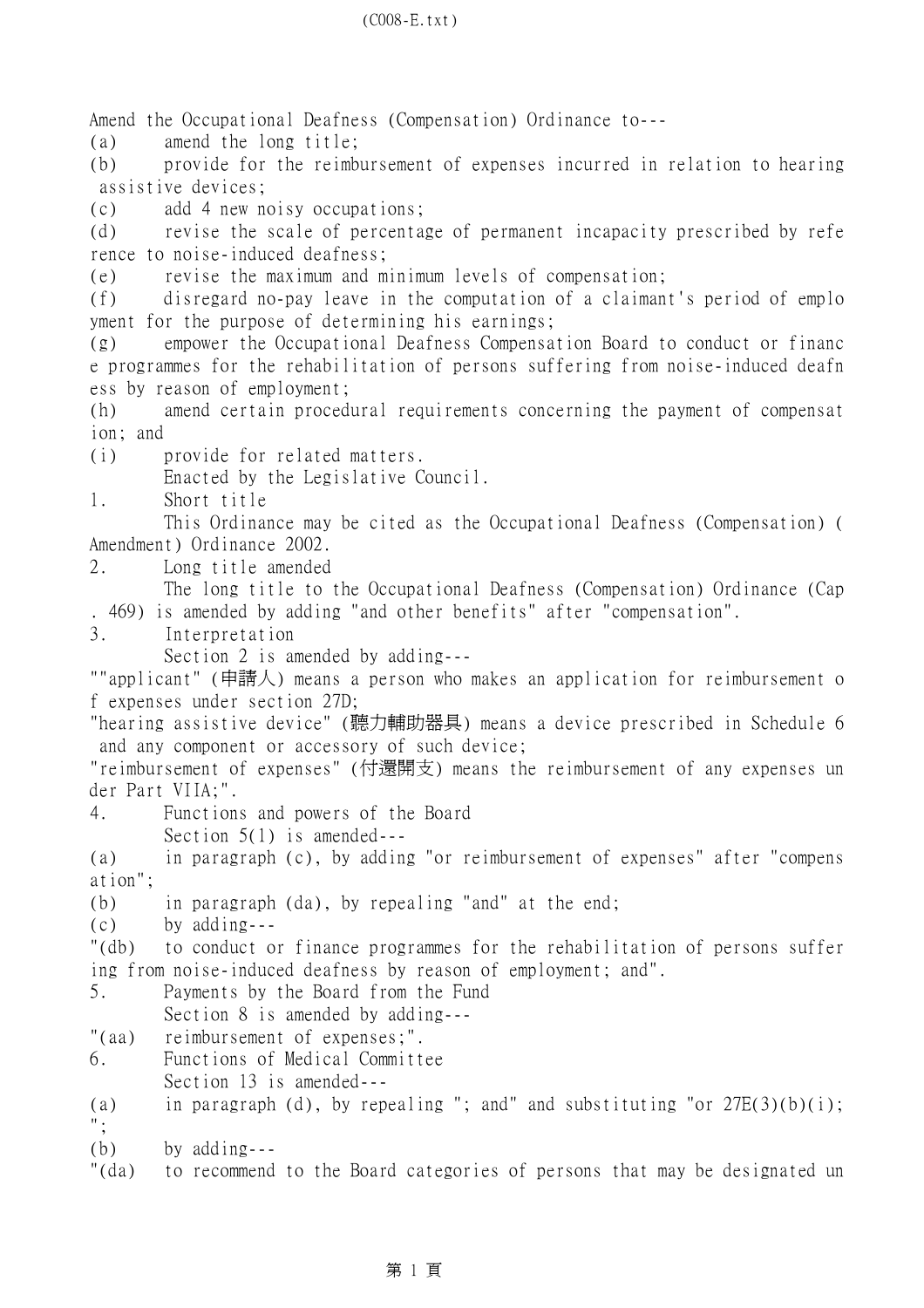Amend the Occupational Deafness (Compensation) Ordinance to---

(a) amend the long title;

(b) provide for the reimbursement of expenses incurred in relation to hearing assistive devices;

(c) add 4 new noisy occupations;

(d) revise the scale of percentage of permanent incapacity prescribed by reference to noise-induced deafness;

(e) revise the maximum and minimum levels of compensation;

(f) disregard no-pay leave in the computation of a claimant's period of employment for the purpose of determining his earnings;

(g) empower the Occupational Deafness Compensation Board to conduct or finance programmes for the rehabilitation of persons suffering from noise-induced deafness by reason of employment;

(h) amend certain procedural requirements concerning the payment of compensation; and

(i) provide for related matters.

Enacted by the Legislative Council.

1. Short title

This Ordinance may be cited as the Occupational Deafness (Compensation) (Amendment) Ordinance 2002.

2. Long title amended

The long title to the Occupational Deafness (Compensation) Ordinance (Cap. 469) is amended by adding "and other benefits" after "compensation".

3. Interpretation

Section 2 is amended by adding---

""applicant" (申請人) means a person who makes an application for reimbursement of expenses under section 27D;

"hearing assistive device" (聽力輔助器具) means a device prescribed in Schedule 6 and any component or accessory of such device;

"reimbursement of expenses" (付還開支) means the reimbursement of any expenses under Part VIIA;".

4. Functions and powers of the Board

Section 5(1) is amended---

(a) in paragraph (c), by adding "or reimbursement of expenses" after "compensation";

(b) in paragraph (da), by repealing "and" at the end;

(c) by adding---

"(db) to conduct or finance programmes for the rehabilitation of persons suffering from noise-induced deafness by reason of employment; and".

5. Payments by the Board from the Fund

Section 8 is amended by adding---

"(aa) reimbursement of expenses;".

6. Functions of Medical Committee

Section 13 is amended---

(a) in paragraph (d), by repealing "; and" and substituting "or 27E(3)(b)(i);";

(b) by adding---

"(da) to recommend to the Board categories of persons that may be designated un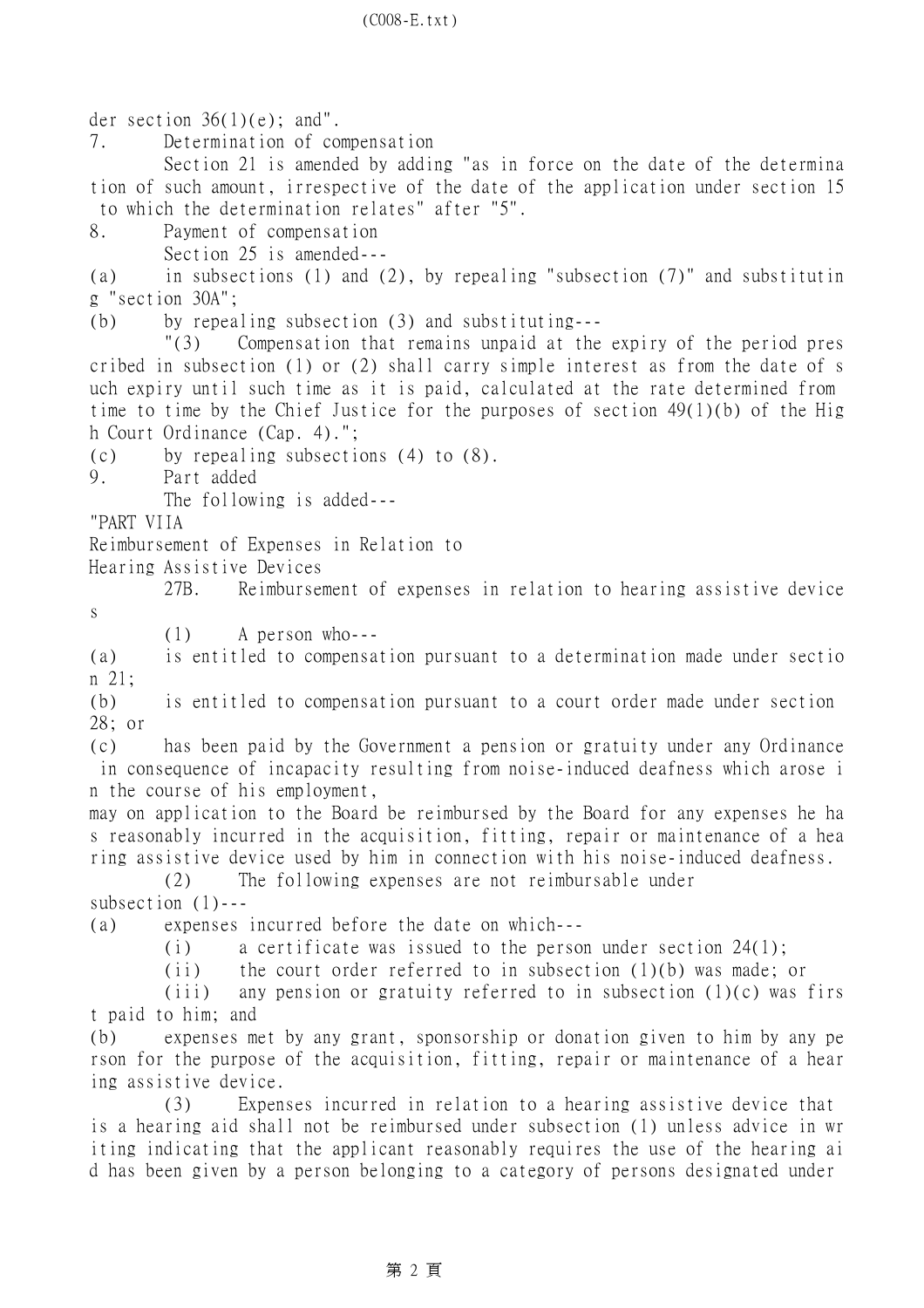der section 36(1)(e); and".

7. Determination of compensation

Section 21 is amended by adding "as in force on the date of the determination of such amount, irrespective of the date of the application under section 15 to which the determination relates" after "5".

8. Payment of compensation

Section 25 is amended---

(a) in subsections (1) and (2), by repealing "subsection (7)" and substituting "section 30A";

(b) by repealing subsection (3) and substituting---

"(3) Compensation that remains unpaid at the expiry of the period prescribed in subsection (1) or (2) shall carry simple interest as from the date of such expiry until such time as it is paid, calculated at the rate determined from time to time by the Chief Justice for the purposes of section 49(1)(b) of the High Court Ordinance (Cap. 4).";

(c) by repealing subsections (4) to (8).

9. Part added

The following is added---

"PART VIIA

Reimbursement of Expenses in Relation to Hearing Assistive Devices

27B. Reimbursement of expenses in relation to hearing assistive devices

(1) A person who---

(a) is entitled to compensation pursuant to a determination made under section 21;

(b) is entitled to compensation pursuant to a court order made under section 28; or

(c) has been paid by the Government a pension or gratuity under any Ordinance in consequence of incapacity resulting from noise-induced deafness which arose in the course of his employment,

may on application to the Board be reimbursed by the Board for any expenses he has reasonably incurred in the acquisition, fitting, repair or maintenance of a hearing assistive device used by him in connection with his noise-induced deafness.

(2) The following expenses are not reimbursable under subsection (1)---

(a) expenses incurred before the date on which---

(i) a certificate was issued to the person under section 24(1);

(ii) the court order referred to in subsection (1)(b) was made; or

(iii) any pension or gratuity referred to in subsection (1)(c) was first paid to him; and

(b) expenses met by any grant, sponsorship or donation given to him by any person for the purpose of the acquisition, fitting, repair or maintenance of a hearing assistive device.

(3) Expenses incurred in relation to a hearing assistive device that is a hearing aid shall not be reimbursed under subsection (1) unless advice in writing indicating that the applicant reasonably requires the use of the hearing aid has been given by a person belonging to a category of persons designated under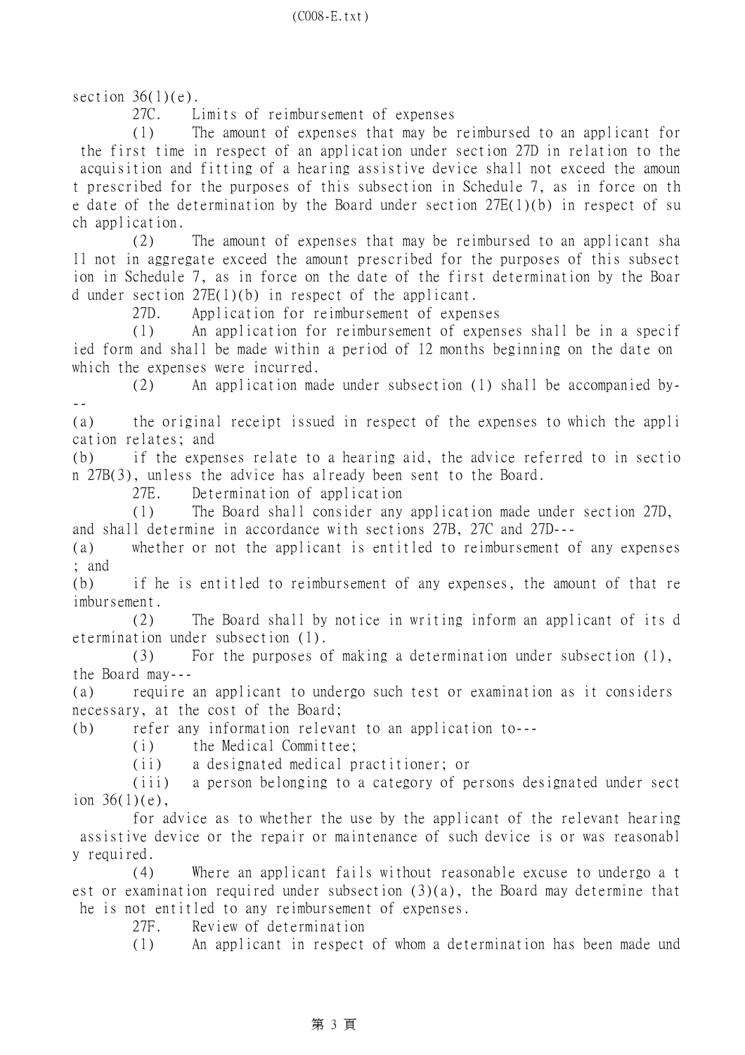section 36(1)(e).

27C. Limits of reimbursement of expenses

(1) The amount of expenses that may be reimbursed to an applicant for the first time in respect of an application under section 27D in relation to the acquisition and fitting of a hearing assistive device shall not exceed the amount prescribed for the purposes of this subsection in Schedule 7, as in force on the date of the determination by the Board under section 27E(1)(b) in respect of such application.

(2) The amount of expenses that may be reimbursed to an applicant shall not in aggregate exceed the amount prescribed for the purposes of this subsection in Schedule 7, as in force on the date of the first determination by the Board under section 27E(1)(b) in respect of the applicant.

27D. Application for reimbursement of expenses

(1) An application for reimbursement of expenses shall be in a specified form and shall be made within a period of 12 months beginning on the date on which the expenses were incurred.

(2) An application made under subsection (1) shall be accompanied by---

(a) the original receipt issued in respect of the expenses to which the application relates; and

(b) if the expenses relate to a hearing aid, the advice referred to in section 27B(3), unless the advice has already been sent to the Board.

27E. Determination of application

(1) The Board shall consider any application made under section 27D, and shall determine in accordance with sections 27B, 27C and 27D---

(a) whether or not the applicant is entitled to reimbursement of any expenses; and

(b) if he is entitled to reimbursement of any expenses, the amount of that reimbursement.

(2) The Board shall by notice in writing inform an applicant of its determination under subsection (1).

(3) For the purposes of making a determination under subsection (1), the Board may---

(a) require an applicant to undergo such test or examination as it considers necessary, at the cost of the Board;

(b) refer any information relevant to an application to---

(i) the Medical Committee;

(ii) a designated medical practitioner; or

(iii) a person belonging to a category of persons designated under section 36(1)(e),

for advice as to whether the use by the applicant of the relevant hearing assistive device or the repair or maintenance of such device is or was reasonably required.

(4) Where an applicant fails without reasonable excuse to undergo a test or examination required under subsection (3)(a), the Board may determine that he is not entitled to any reimbursement of expenses.

27F. Review of determination

(1) An applicant in respect of whom a determination has been made und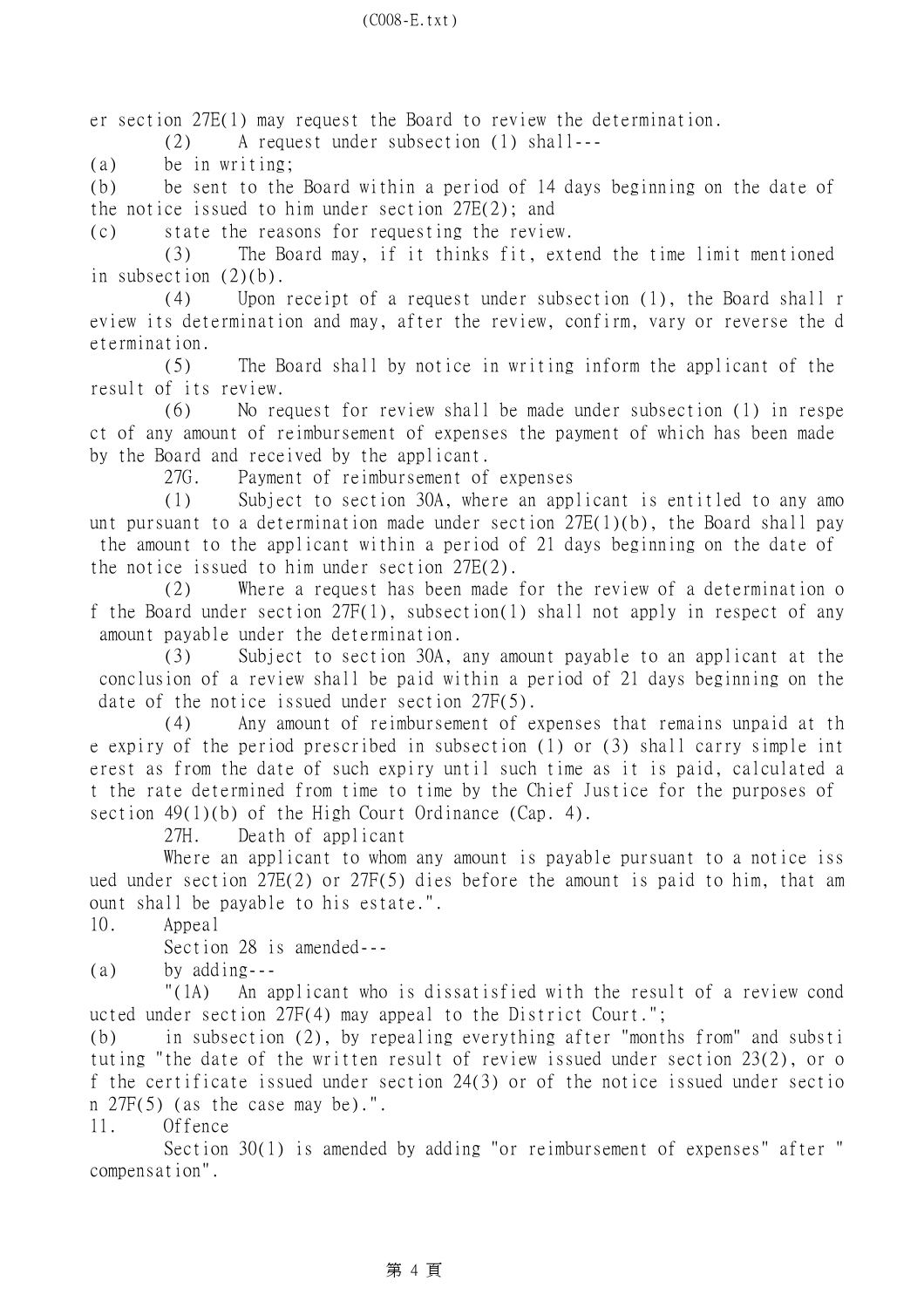er section 27E(1) may request the Board to review the determination.

(2) A request under subsection (1) shall---

(a) be in writing;

(b) be sent to the Board within a period of 14 days beginning on the date of the notice issued to him under section 27E(2); and

(c) state the reasons for requesting the review.

(3) The Board may, if it thinks fit, extend the time limit mentioned in subsection (2)(b).

(4) Upon receipt of a request under subsection (1), the Board shall review its determination and may, after the review, confirm, vary or reverse the determination.

(5) The Board shall by notice in writing inform the applicant of the result of its review.

(6) No request for review shall be made under subsection (1) in respect of any amount of reimbursement of expenses the payment of which has been made by the Board and received by the applicant.

27G. Payment of reimbursement of expenses

(1) Subject to section 30A, where an applicant is entitled to any amount pursuant to a determination made under section 27E(1)(b), the Board shall pay the amount to the applicant within a period of 21 days beginning on the date of the notice issued to him under section 27E(2).

(2) Where a request has been made for the review of a determination of the Board under section 27F(1), subsection(1) shall not apply in respect of any amount payable under the determination.

(3) Subject to section 30A, any amount payable to an applicant at the conclusion of a review shall be paid within a period of 21 days beginning on the date of the notice issued under section 27F(5).

(4) Any amount of reimbursement of expenses that remains unpaid at the expiry of the period prescribed in subsection (1) or (3) shall carry simple interest as from the date of such expiry until such time as it is paid, calculated at the rate determined from time to time by the Chief Justice for the purposes of section 49(1)(b) of the High Court Ordinance (Cap. 4).

27H. Death of applicant

Where an applicant to whom any amount is payable pursuant to a notice issued under section 27E(2) or 27F(5) dies before the amount is paid to him, that amount shall be payable to his estate.".

10. Appeal

Section 28 is amended---

(a) by adding---

"(1A) An applicant who is dissatisfied with the result of a review conducted under section 27F(4) may appeal to the District Court.";

(b) in subsection (2), by repealing everything after "months from" and substituting "the date of the written result of review issued under section 23(2), or of the certificate issued under section 24(3) or of the notice issued under section 27F(5) (as the case may be).".

11. Offence

Section 30(1) is amended by adding "or reimbursement of expenses" after "compensation".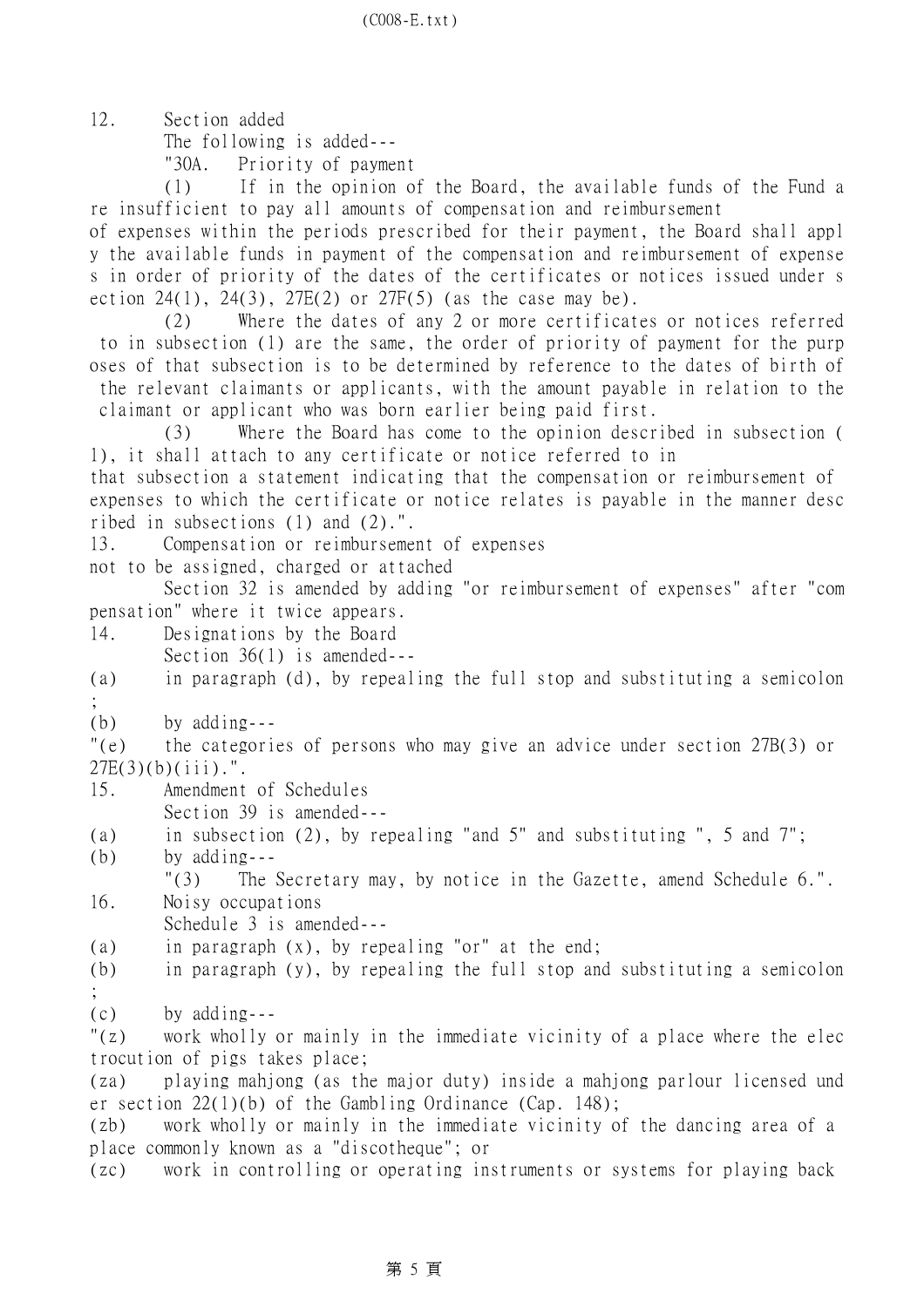12. Section added

The following is added---

"30A. Priority of payment

(1) If in the opinion of the Board, the available funds of the Fund are insufficient to pay all amounts of compensation and reimbursement of expenses within the periods prescribed for their payment, the Board shall apply the available funds in payment of the compensation and reimbursement of expenses in order of priority of the dates of the certificates or notices issued under section 24(1), 24(3), 27E(2) or 27F(5) (as the case may be).

(2) Where the dates of any 2 or more certificates or notices referred to in subsection (1) are the same, the order of priority of payment for the purposes of that subsection is to be determined by reference to the dates of birth of the relevant claimants or applicants, with the amount payable in relation to the claimant or applicant who was born earlier being paid first.

(3) Where the Board has come to the opinion described in subsection (1), it shall attach to any certificate or notice referred to in that subsection a statement indicating that the compensation or reimbursement of expenses to which the certificate or notice relates is payable in the manner described in subsections (1) and (2).".

13. Compensation or reimbursement of expenses not to be assigned, charged or attached

Section 32 is amended by adding "or reimbursement of expenses" after "compensation" where it twice appears.

14. Designations by the Board

Section 36(1) is amended---

(a) in paragraph (d), by repealing the full stop and substituting a semicolon;

(b) by adding---

"(e) the categories of persons who may give an advice under section 27B(3) or 27E(3)(b)(iii).".

15. Amendment of Schedules

Section 39 is amended---

(a) in subsection (2), by repealing "and 5" and substituting ", 5 and 7";

(b) by adding---

"(3) The Secretary may, by notice in the Gazette, amend Schedule 6.".

16. Noisy occupations

Schedule 3 is amended---

(a) in paragraph (x), by repealing "or" at the end;

(b) in paragraph (y), by repealing the full stop and substituting a semicolon;

(c) by adding---

"(z) work wholly or mainly in the immediate vicinity of a place where the electrocution of pigs takes place;

(za) playing mahjong (as the major duty) inside a mahjong parlour licensed under section 22(1)(b) of the Gambling Ordinance (Cap. 148);

(zb) work wholly or mainly in the immediate vicinity of the dancing area of a place commonly known as a "discotheque"; or

(zc) work in controlling or operating instruments or systems for playing back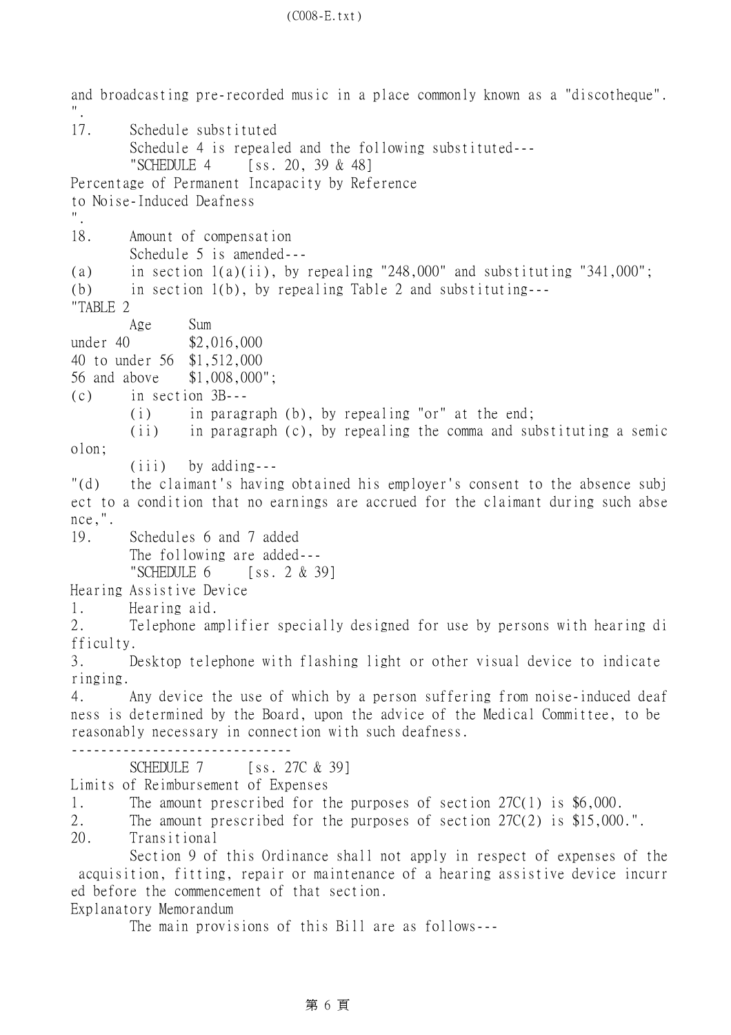and broadcasting pre-recorded music in a place commonly known as a "discotheque".
".

17. Schedule substituted

Schedule 4 is repealed and the following substituted---

"SCHEDULE 4 [ss. 20, 39 & 48]

Percentage of Permanent Incapacity by Reference to Noise-Induced Deafness
".

18. Amount of compensation

Schedule 5 is amended---

(a) in section 1(a)(ii), by repealing "248,000" and substituting "341,000";

(b) in section 1(b), by repealing Table 2 and substituting---

"TABLE 2

| Age | Sum |
| --- | --- |
| under 40 | $2,016,000 |
| 40 to under 56 | $1,512,000 |
| 56 and above | $1,008,000"; |

(c) in section 3B---

(i) in paragraph (b), by repealing "or" at the end;

(ii) in paragraph (c), by repealing the comma and substituting a semicolon;

(iii) by adding---

"(d) the claimant's having obtained his employer's consent to the absence subject to a condition that no earnings are accrued for the claimant during such absence,".

19. Schedules 6 and 7 added

The following are added---

"SCHEDULE 6 [ss. 2 & 39]

Hearing Assistive Device

1. Hearing aid.
2. Telephone amplifier specially designed for use by persons with hearing difficulty.
3. Desktop telephone with flashing light or other visual device to indicate ringing.
4. Any device the use of which by a person suffering from noise-induced deafness is determined by the Board, upon the advice of the Medical Committee, to be reasonably necessary in connection with such deafness.

------------------------------

SCHEDULE 7 [ss. 27C & 39]

Limits of Reimbursement of Expenses

1. The amount prescribed for the purposes of section 27C(1) is $6,000.
2. The amount prescribed for the purposes of section 27C(2) is $15,000.".

20. Transitional

Section 9 of this Ordinance shall not apply in respect of expenses of the acquisition, fitting, repair or maintenance of a hearing assistive device incurred before the commencement of that section.

Explanatory Memorandum

The main provisions of this Bill are as follows---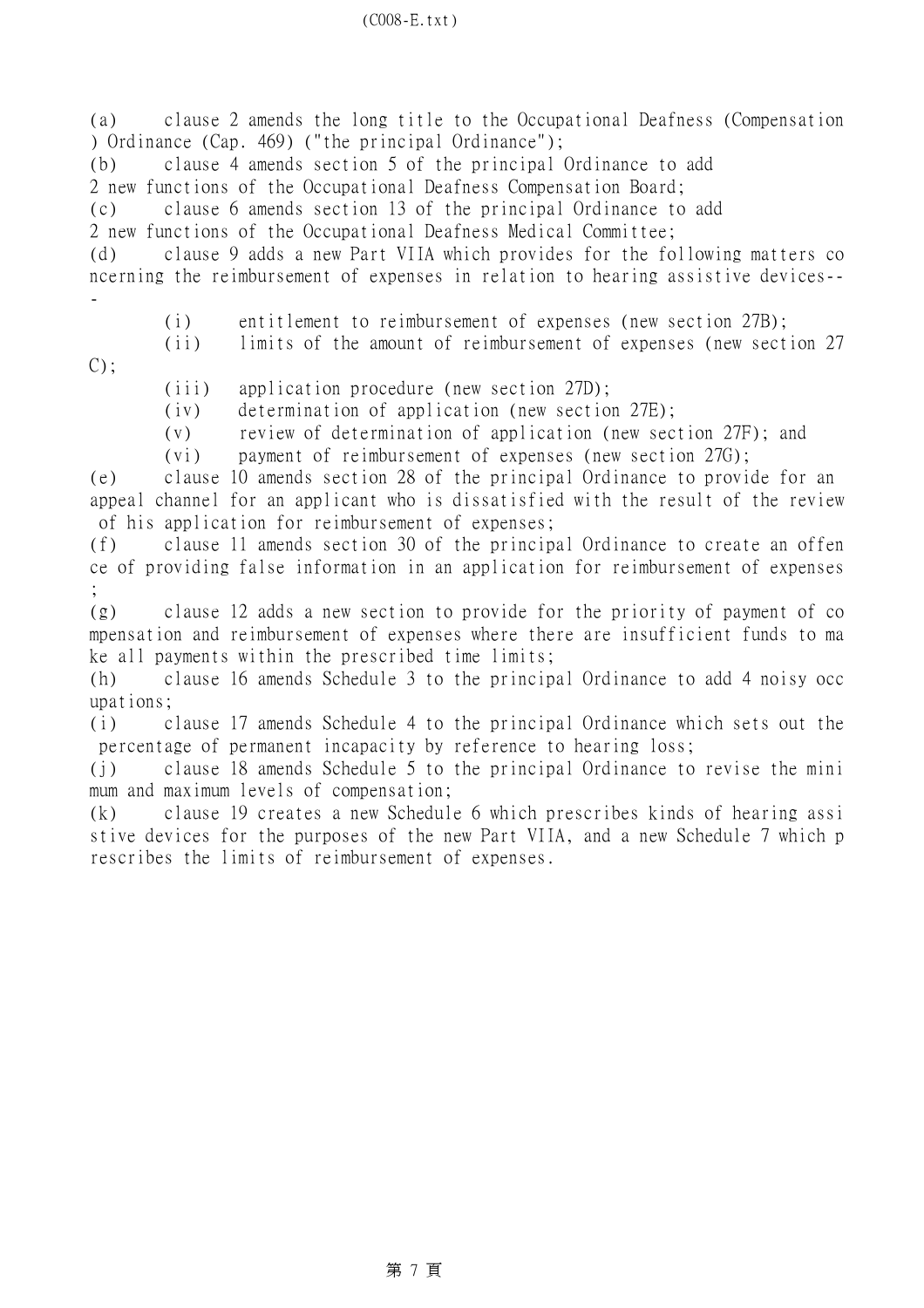(a) clause 2 amends the long title to the Occupational Deafness (Compensation) Ordinance (Cap. 469) ("the principal Ordinance");

(b) clause 4 amends section 5 of the principal Ordinance to add 2 new functions of the Occupational Deafness Compensation Board;

(c) clause 6 amends section 13 of the principal Ordinance to add 2 new functions of the Occupational Deafness Medical Committee;

(d) clause 9 adds a new Part VIIA which provides for the following matters concerning the reimbursement of expenses in relation to hearing assistive devices---

  (i) entitlement to reimbursement of expenses (new section 27B);

  (ii) limits of the amount of reimbursement of expenses (new section 27C);

  (iii) application procedure (new section 27D);

  (iv) determination of application (new section 27E);

  (v) review of determination of application (new section 27F); and

  (vi) payment of reimbursement of expenses (new section 27G);

(e) clause 10 amends section 28 of the principal Ordinance to provide for an appeal channel for an applicant who is dissatisfied with the result of the review of his application for reimbursement of expenses;

(f) clause 11 amends section 30 of the principal Ordinance to create an offence of providing false information in an application for reimbursement of expenses;

(g) clause 12 adds a new section to provide for the priority of payment of compensation and reimbursement of expenses where there are insufficient funds to make all payments within the prescribed time limits;

(h) clause 16 amends Schedule 3 to the principal Ordinance to add 4 noisy occupations;

(i) clause 17 amends Schedule 4 to the principal Ordinance which sets out the percentage of permanent incapacity by reference to hearing loss;

(j) clause 18 amends Schedule 5 to the principal Ordinance to revise the minimum and maximum levels of compensation;

(k) clause 19 creates a new Schedule 6 which prescribes kinds of hearing assistive devices for the purposes of the new Part VIIA, and a new Schedule 7 which prescribes the limits of reimbursement of expenses.